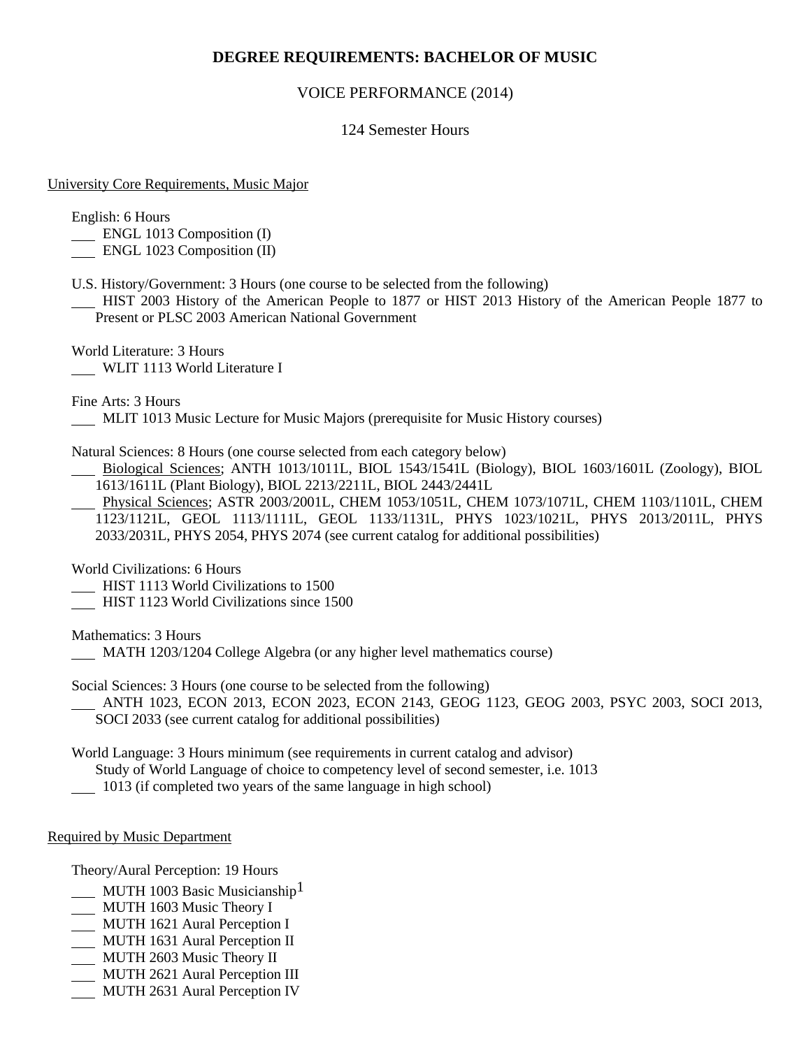# DEGREE REQUIREMENTS: BACHELOR OF MUSIC

## VOICE PERFORMANCE (2014)

### 124 Semester Hours

University Core Requirements, Music Major

English: 6 Hours

___ ENGL 1013 Composition (I)
___ ENGL 1023 Composition (II)

U.S. History/Government: 3 Hours (one course to be selected from the following)

___ HIST 2003 History of the American People to 1877 or HIST 2013 History of the American People 1877 to Present or PLSC 2003 American National Government

World Literature: 3 Hours

___ WLIT 1113 World Literature I

Fine Arts: 3 Hours

___ MLIT 1013 Music Lecture for Music Majors (prerequisite for Music History courses)

Natural Sciences: 8 Hours (one course selected from each category below)

___ Biological Sciences; ANTH 1013/1011L, BIOL 1543/1541L (Biology), BIOL 1603/1601L (Zoology), BIOL 1613/1611L (Plant Biology), BIOL 2213/2211L, BIOL 2443/2441L
___ Physical Sciences; ASTR 2003/2001L, CHEM 1053/1051L, CHEM 1073/1071L, CHEM 1103/1101L, CHEM 1123/1121L, GEOL 1113/1111L, GEOL 1133/1131L, PHYS 1023/1021L, PHYS 2013/2011L, PHYS 2033/2031L, PHYS 2054, PHYS 2074 (see current catalog for additional possibilities)

World Civilizations: 6 Hours

___ HIST 1113 World Civilizations to 1500
___ HIST 1123 World Civilizations since 1500

Mathematics: 3 Hours

___ MATH 1203/1204 College Algebra (or any higher level mathematics course)

Social Sciences: 3 Hours (one course to be selected from the following)

___ ANTH 1023, ECON 2013, ECON 2023, ECON 2143, GEOG 1123, GEOG 2003, PSYC 2003, SOCI 2013, SOCI 2033 (see current catalog for additional possibilities)

World Language: 3 Hours minimum (see requirements in current catalog and advisor)

Study of World Language of choice to competency level of second semester, i.e. 1013

___ 1013 (if completed two years of the same language in high school)

Required by Music Department

Theory/Aural Perception: 19 Hours

___ MUTH 1003 Basic Musicianship[1]
___ MUTH 1603 Music Theory I
___ MUTH 1621 Aural Perception I
___ MUTH 1631 Aural Perception II
___ MUTH 2603 Music Theory II
___ MUTH 2621 Aural Perception III
___ MUTH 2631 Aural Perception IV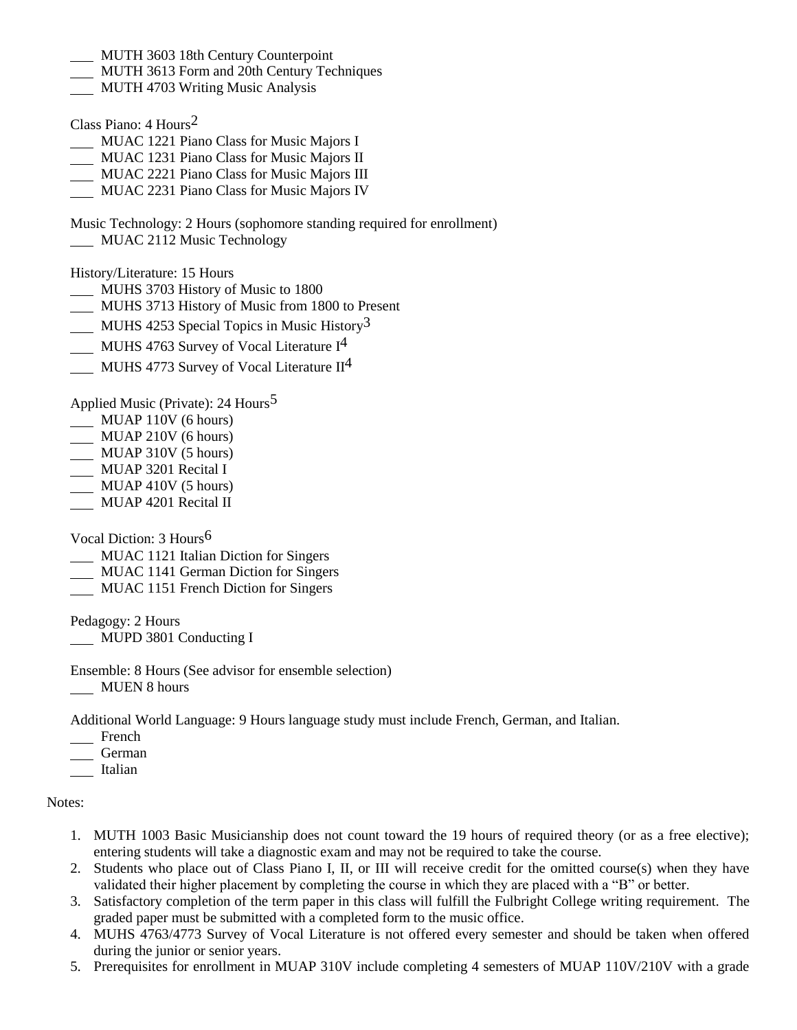___ MUTH 3603 18th Century Counterpoint
___ MUTH 3613 Form and 20th Century Techniques
___ MUTH 4703 Writing Music Analysis

Class Piano: 4 Hours[2]
___ MUAC 1221 Piano Class for Music Majors I
___ MUAC 1231 Piano Class for Music Majors II
___ MUAC 2221 Piano Class for Music Majors III
___ MUAC 2231 Piano Class for Music Majors IV

Music Technology: 2 Hours (sophomore standing required for enrollment)
___ MUAC 2112 Music Technology

History/Literature: 15 Hours
___ MUHS 3703 History of Music to 1800
___ MUHS 3713 History of Music from 1800 to Present
___ MUHS 4253 Special Topics in Music History[3]
___ MUHS 4763 Survey of Vocal Literature I[4]
___ MUHS 4773 Survey of Vocal Literature II[4]

Applied Music (Private): 24 Hours[5]
___ MUAP 110V (6 hours)
___ MUAP 210V (6 hours)
___ MUAP 310V (5 hours)
___ MUAP 3201 Recital I
___ MUAP 410V (5 hours)
___ MUAP 4201 Recital II

Vocal Diction: 3 Hours[6]
___ MUAC 1121 Italian Diction for Singers
___ MUAC 1141 German Diction for Singers
___ MUAC 1151 French Diction for Singers

Pedagogy: 2 Hours
___ MUPD 3801 Conducting I

Ensemble: 8 Hours (See advisor for ensemble selection)
___ MUEN 8 hours

Additional World Language: 9 Hours language study must include French, German, and Italian.
___ French
___ German
___ Italian

Notes:

1. MUTH 1003 Basic Musicianship does not count toward the 19 hours of required theory (or as a free elective); entering students will take a diagnostic exam and may not be required to take the course.
2. Students who place out of Class Piano I, II, or III will receive credit for the omitted course(s) when they have validated their higher placement by completing the course in which they are placed with a "B" or better.
3. Satisfactory completion of the term paper in this class will fulfill the Fulbright College writing requirement. The graded paper must be submitted with a completed form to the music office.
4. MUHS 4763/4773 Survey of Vocal Literature is not offered every semester and should be taken when offered during the junior or senior years.
5. Prerequisites for enrollment in MUAP 310V include completing 4 semesters of MUAP 110V/210V with a grade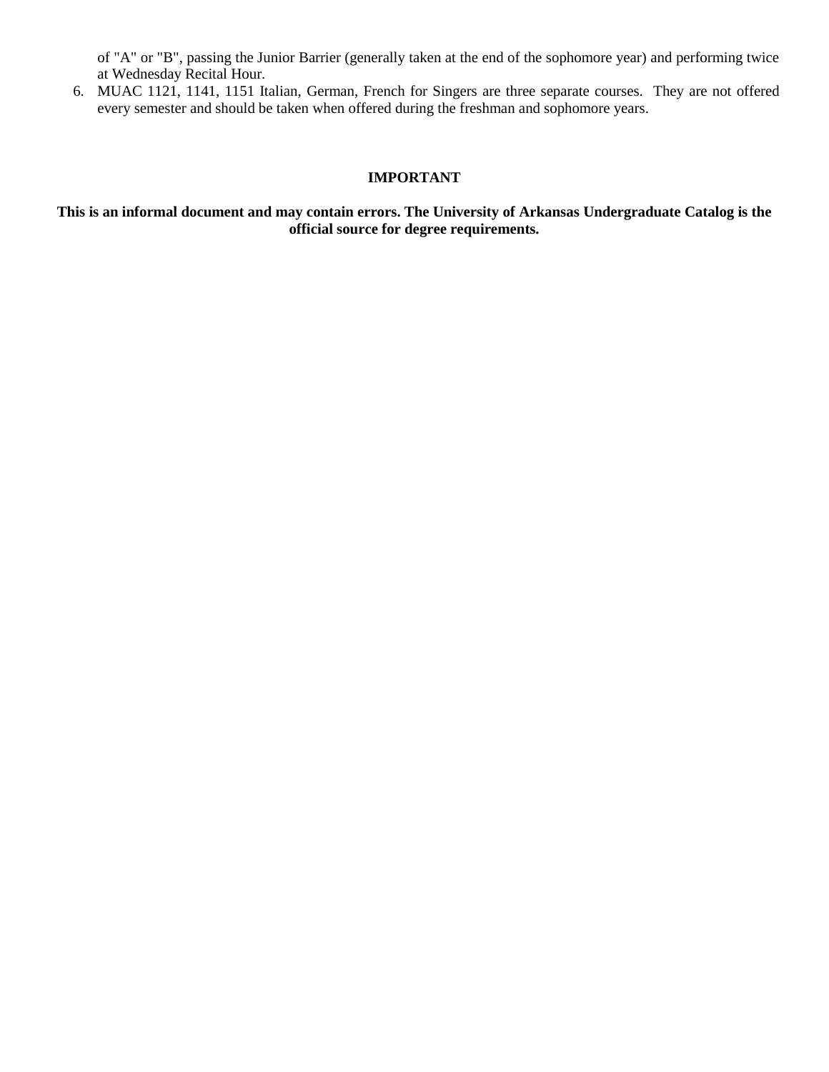of "A" or "B", passing the Junior Barrier (generally taken at the end of the sophomore year) and performing twice at Wednesday Recital Hour.

6. MUAC 1121, 1141, 1151 Italian, German, French for Singers are three separate courses. They are not offered every semester and should be taken when offered during the freshman and sophomore years.

**IMPORTANT**

**This is an informal document and may contain errors. The University of Arkansas Undergraduate Catalog is the official source for degree requirements.**